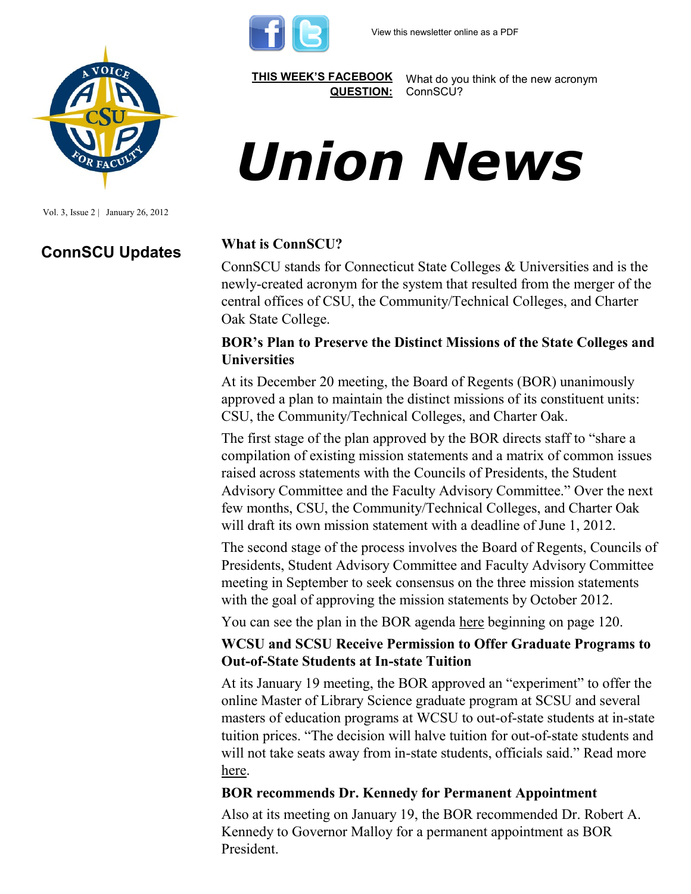View this newsletter online as a PDF

**THIS WEEK'S FACEBOOK QUESTION:** What do you think of the new acronym ConnSCU?

# *Union News*

Vol. 3, Issue 2 | January 26, 2012

## ConnSCU Updates

### What is ConnSCU?

ConnSCU stands for Connecticut State Colleges & Universities and is the newly-created acronym for the system that resulted from the merger of the central offices of CSU, the Community/Technical Colleges, and Charter Oak State College.

### BOR's Plan to Preserve the Distinct Missions of the State Colleges and Universities

At its December 20 meeting, the Board of Regents (BOR) unanimously approved a plan to maintain the distinct missions of its constituent units: CSU, the Community/Technical Colleges, and Charter Oak.

The first stage of the plan approved by the BOR directs staff to "share a compilation of existing mission statements and a matrix of common issues raised across statements with the Councils of Presidents, the Student Advisory Committee and the Faculty Advisory Committee." Over the next few months, CSU, the Community/Technical Colleges, and Charter Oak will draft its own mission statement with a deadline of June 1, 2012.

The second stage of the process involves the Board of Regents, Councils of Presidents, Student Advisory Committee and Faculty Advisory Committee meeting in September to seek consensus on the three mission statements with the goal of approving the mission statements by October 2012.

You can see the plan in the BOR agenda here beginning on page 120.

### WCSU and SCSU Receive Permission to Offer Graduate Programs to Out-of-State Students at In-state Tuition

At its January 19 meeting, the BOR approved an "experiment" to offer the online Master of Library Science graduate program at SCSU and several masters of education programs at WCSU to out-of-state students at in-state tuition prices. "The decision will halve tuition for out-of-state students and will not take seats away from in-state students, officials said." Read more here.

### BOR recommends Dr. Kennedy for Permanent Appointment

Also at its meeting on January 19, the BOR recommended Dr. Robert A. Kennedy to Governor Malloy for a permanent appointment as BOR President.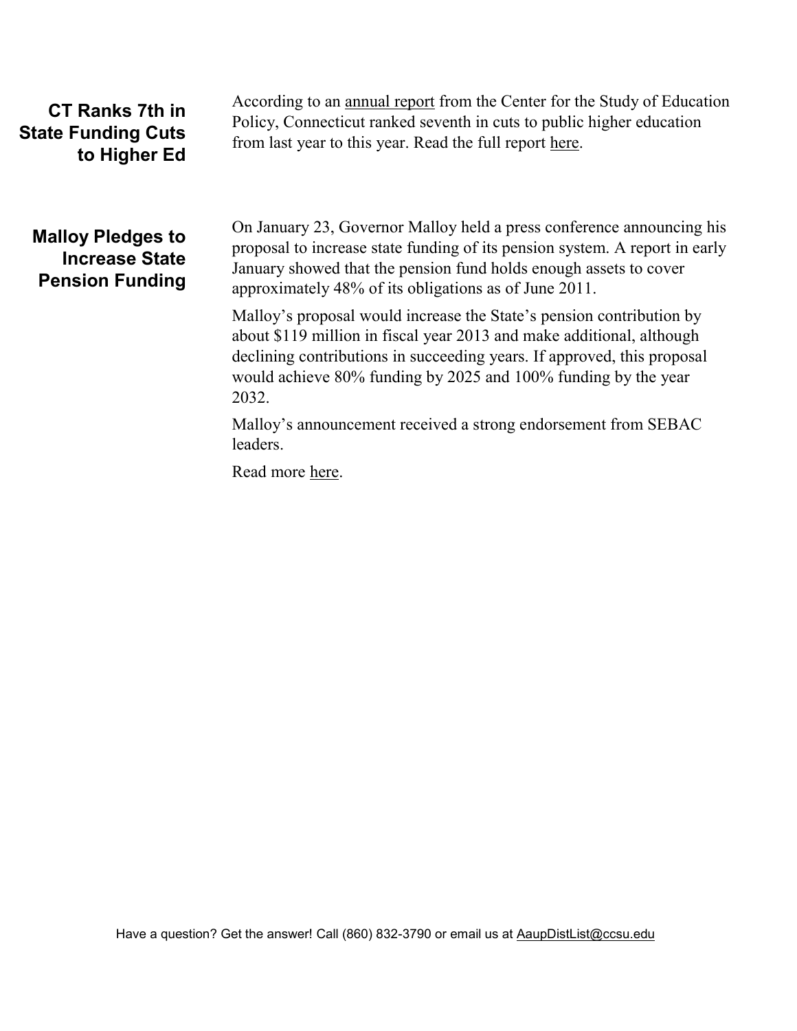## CT Ranks 7th in State Funding Cuts to Higher Ed

According to an annual report from the Center for the Study of Education Policy, Connecticut ranked seventh in cuts to public higher education from last year to this year. Read the full report here.

## Malloy Pledges to Increase State Pension Funding

On January 23, Governor Malloy held a press conference announcing his proposal to increase state funding of its pension system. A report in early January showed that the pension fund holds enough assets to cover approximately 48% of its obligations as of June 2011.

Malloy's proposal would increase the State's pension contribution by about $119 million in fiscal year 2013 and make additional, although declining contributions in succeeding years. If approved, this proposal would achieve 80% funding by 2025 and 100% funding by the year 2032.

Malloy's announcement received a strong endorsement from SEBAC leaders.

Read more here.

Have a question? Get the answer! Call (860) 832-3790 or email us at AaupDistList@ccsu.edu